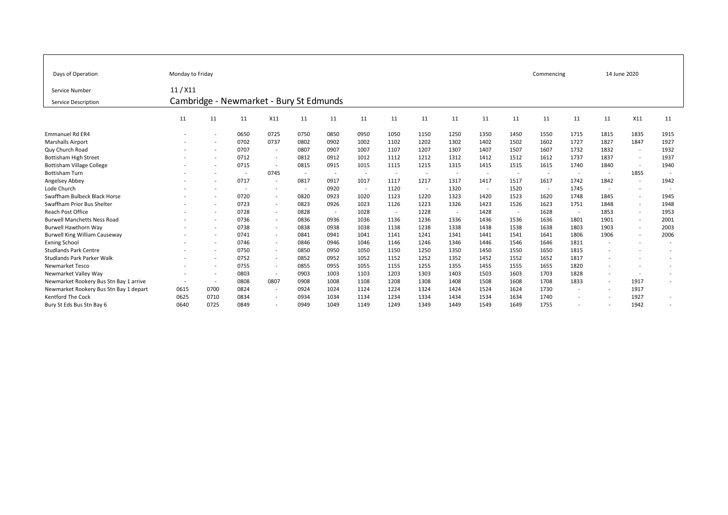| Days of Operation | Monday to Friday | | | | | | | | | | | | | Commencing | | 14 June 2020 | | |
|---|---|---|---|---|---|---|---|---|---|---|---|---|---|---|---|---|---|---|
| Service Number | 11 / X11 | | | | | | | | | | | | | | | | | |
| Service Description | Cambridge - Newmarket - Bury St Edmunds | | | | | | | | | | | | | | | | | |
| | 11 | 11 | 11 | X11 | 11 | 11 | 11 | 11 | 11 | 11 | 11 | 11 | 11 | 11 | 11 | X11 | 11 |
| Emmanuel Rd ER4 | - | - | 0650 | 0725 | 0750 | 0850 | 0950 | 1050 | 1150 | 1250 | 1350 | 1450 | 1550 | 1715 | 1815 | 1835 | 1915 |
| Marshalls Airport | - | - | 0702 | 0737 | 0802 | 0902 | 1002 | 1102 | 1202 | 1302 | 1402 | 1502 | 1602 | 1727 | 1827 | 1847 | 1927 |
| Quy Church Road | - | - | 0707 | - | 0807 | 0907 | 1007 | 1107 | 1207 | 1307 | 1407 | 1507 | 1607 | 1732 | 1832 | - | 1932 |
| Bottisham High Street | - | - | 0712 | - | 0812 | 0912 | 1012 | 1112 | 1212 | 1312 | 1412 | 1512 | 1612 | 1737 | 1837 | - | 1937 |
| Bottisham Village College | - | - | 0715 | - | 0815 | 0915 | 1015 | 1115 | 1215 | 1315 | 1415 | 1515 | 1615 | 1740 | 1840 | - | 1940 |
| Bottisham Turn | - | - | - | 0745 | - | - | - | - | - | - | - | - | - | - | - | 1855 | - |
| Angelsey Abbey | - | - | 0717 | - | 0817 | 0917 | 1017 | 1117 | 1217 | 1317 | 1417 | 1517 | 1617 | 1742 | 1842 | - | 1942 |
| Lode Church | - | - | - | - | - | 0920 | - | 1120 | - | 1320 | - | 1520 | - | 1745 | - | - | - |
| Swaffham Bulbeck Black Horse | - | - | 0720 | - | 0820 | 0923 | 1020 | 1123 | 1220 | 1323 | 1420 | 1523 | 1620 | 1748 | 1845 | - | 1945 |
| Swaffham Prior Bus Shelter | - | - | 0723 | - | 0823 | 0926 | 1023 | 1126 | 1223 | 1326 | 1423 | 1526 | 1623 | 1751 | 1848 | - | 1948 |
| Reach Post Office | - | - | 0728 | - | 0828 | - | 1028 | - | 1228 | - | 1428 | - | 1628 | - | 1853 | - | 1953 |
| Burwell Manchetts Ness Road | - | - | 0736 | - | 0836 | 0936 | 1036 | 1136 | 1236 | 1336 | 1436 | 1536 | 1636 | 1801 | 1901 | - | 2001 |
| Burwell Hawthorn Way | - | - | 0738 | - | 0838 | 0938 | 1038 | 1138 | 1238 | 1338 | 1438 | 1538 | 1638 | 1803 | 1903 | - | 2003 |
| Burwell King William Causeway | - | - | 0741 | - | 0841 | 0941 | 1041 | 1141 | 1241 | 1341 | 1441 | 1541 | 1641 | 1806 | 1906 | - | 2006 |
| Exning School | - | - | 0746 | - | 0846 | 0946 | 1046 | 1146 | 1246 | 1346 | 1446 | 1546 | 1646 | 1811 | - | - | - |
| Studlands Park Centre | - | - | 0750 | - | 0850 | 0950 | 1050 | 1150 | 1250 | 1350 | 1450 | 1550 | 1650 | 1815 | - | - | - |
| Studlands Park Parker Walk | - | - | 0752 | - | 0852 | 0952 | 1052 | 1152 | 1252 | 1352 | 1452 | 1552 | 1652 | 1817 | - | - | - |
| Newmarket Tesco | - | - | 0755 | - | 0855 | 0955 | 1055 | 1155 | 1255 | 1355 | 1455 | 1555 | 1655 | 1820 | - | - | - |
| Newmarket Valley Way | - | - | 0803 | - | 0903 | 1003 | 1103 | 1203 | 1303 | 1403 | 1503 | 1603 | 1703 | 1828 | - | - | - |
| Newmarket Rookery Bus Stn Bay 1 arrive | - | - | 0808 | 0807 | 0908 | 1008 | 1108 | 1208 | 1308 | 1408 | 1508 | 1608 | 1708 | 1833 | - | 1917 | - |
| Newmarket Rookery Bus Stn Bay 1 depart | 0615 | 0700 | 0824 | - | 0924 | 1024 | 1124 | 1224 | 1324 | 1424 | 1524 | 1624 | 1730 | - | - | 1917 | |
| Kentford The Cock | 0625 | 0710 | 0834 | - | 0934 | 1034 | 1134 | 1234 | 1334 | 1434 | 1534 | 1634 | 1740 | - | - | 1927 | - |
| Bury St Eds Bus Stn Bay 6 | 0640 | 0725 | 0849 | - | 0949 | 1049 | 1149 | 1249 | 1349 | 1449 | 1549 | 1649 | 1755 | - | - | 1942 | - |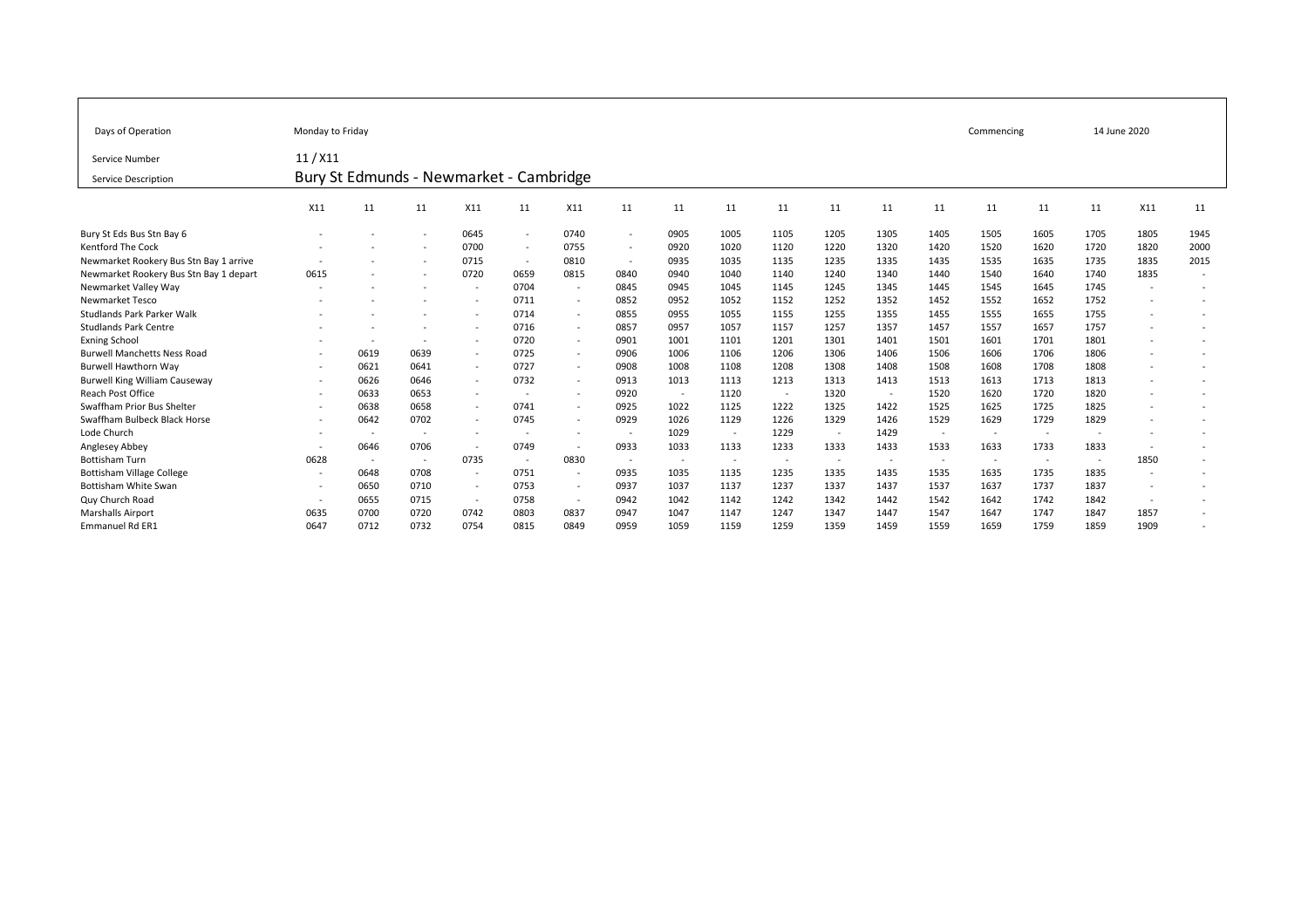| Days of Operation | Monday to Friday | | | | | | | | | | | | | Commencing | | 14 June 2020 | | |
|---|---|---|---|---|---|---|---|---|---|---|---|---|---|---|---|---|---|---|
| Service Number | 11 / X11 | | | | | | | | | | | | | | | | | |
| Service Description | Bury St Edmunds - Newmarket - Cambridge | | | | | | | | | | | | | | | | | |
| | X11 | 11 | 11 | X11 | 11 | X11 | 11 | 11 | 11 | 11 | 11 | 11 | 11 | 11 | 11 | 11 | X11 | 11 |
| Bury St Eds Bus Stn Bay 6 | - | - | - | 0645 | - | 0740 | - | 0905 | 1005 | 1105 | 1205 | 1305 | 1405 | 1505 | 1605 | 1705 | 1805 | 1945 |
| Kentford The Cock | - | - | - | 0700 | - | 0755 | - | 0920 | 1020 | 1120 | 1220 | 1320 | 1420 | 1520 | 1620 | 1720 | 1820 | 2000 |
| Newmarket Rookery Bus Stn Bay 1 arrive | - | - | - | 0715 | - | 0810 | - | 0935 | 1035 | 1135 | 1235 | 1335 | 1435 | 1535 | 1635 | 1735 | 1835 | 2015 |
| Newmarket Rookery Bus Stn Bay 1 depart | 0615 | - | - | 0720 | 0659 | 0815 | 0840 | 0940 | 1040 | 1140 | 1240 | 1340 | 1440 | 1540 | 1640 | 1740 | 1835 | - |
| Newmarket Valley Way | - | - | - | - | 0704 | - | 0845 | 0945 | 1045 | 1145 | 1245 | 1345 | 1445 | 1545 | 1645 | 1745 | - | - |
| Newmarket Tesco | - | - | - | - | 0711 | - | 0852 | 0952 | 1052 | 1152 | 1252 | 1352 | 1452 | 1552 | 1652 | 1752 | - | - |
| Studlands Park Parker Walk | - | - | - | - | 0714 | - | 0855 | 0955 | 1055 | 1155 | 1255 | 1355 | 1455 | 1555 | 1655 | 1755 | - | - |
| Studlands Park Centre | - | - | - | - | 0716 | - | 0857 | 0957 | 1057 | 1157 | 1257 | 1357 | 1457 | 1557 | 1657 | 1757 | - | - |
| Exning School | - | - | - | - | 0720 | - | 0901 | 1001 | 1101 | 1201 | 1301 | 1401 | 1501 | 1601 | 1701 | 1801 | - | - |
| Burwell Manchetts Ness Road | - | 0619 | 0639 | - | 0725 | - | 0906 | 1006 | 1106 | 1206 | 1306 | 1406 | 1506 | 1606 | 1706 | 1806 | - | - |
| Burwell Hawthorn Way | - | 0621 | 0641 | - | 0727 | - | 0908 | 1008 | 1108 | 1208 | 1308 | 1408 | 1508 | 1608 | 1708 | 1808 | - | - |
| Burwell King William Causeway | - | 0626 | 0646 | - | 0732 | - | 0913 | 1013 | 1113 | 1213 | 1313 | 1413 | 1513 | 1613 | 1713 | 1813 | - | - |
| Reach Post Office | - | 0633 | 0653 | - | - | - | 0920 | - | 1120 | - | 1320 | - | 1520 | 1620 | 1720 | 1820 | - | - |
| Swaffham Prior Bus Shelter | - | 0638 | 0658 | - | 0741 | - | 0925 | 1022 | 1125 | 1222 | 1325 | 1422 | 1525 | 1625 | 1725 | 1825 | - | - |
| Swaffham Bulbeck Black Horse | - | 0642 | 0702 | - | 0745 | - | 0929 | 1026 | 1129 | 1226 | 1329 | 1426 | 1529 | 1629 | 1729 | 1829 | - | - |
| Lode Church | - | - | - | - | - | - | - | 1029 | - | 1229 | - | 1429 | - | - | - | - | - | - |
| Anglesey Abbey | - | 0646 | 0706 | - | 0749 | - | 0933 | 1033 | 1133 | 1233 | 1333 | 1433 | 1533 | 1633 | 1733 | 1833 | - | - |
| Bottisham Turn | 0628 | - | - | 0735 | - | 0830 | - | - | - | - | - | - | - | - | - | - | 1850 | - |
| Bottisham Village College | - | 0648 | 0708 | - | 0751 | - | 0935 | 1035 | 1135 | 1235 | 1335 | 1435 | 1535 | 1635 | 1735 | 1835 | - | - |
| Bottisham White Swan | - | 0650 | 0710 | - | 0753 | - | 0937 | 1037 | 1137 | 1237 | 1337 | 1437 | 1537 | 1637 | 1737 | 1837 | - | - |
| Quy Church Road | - | 0655 | 0715 | - | 0758 | - | 0942 | 1042 | 1142 | 1242 | 1342 | 1442 | 1542 | 1642 | 1742 | 1842 | - | - |
| Marshalls Airport | 0635 | 0700 | 0720 | 0742 | 0803 | 0837 | 0947 | 1047 | 1147 | 1247 | 1347 | 1447 | 1547 | 1647 | 1747 | 1847 | 1857 | - |
| Emmanuel Rd ER1 | 0647 | 0712 | 0732 | 0754 | 0815 | 0849 | 0959 | 1059 | 1159 | 1259 | 1359 | 1459 | 1559 | 1659 | 1759 | 1859 | 1909 | - |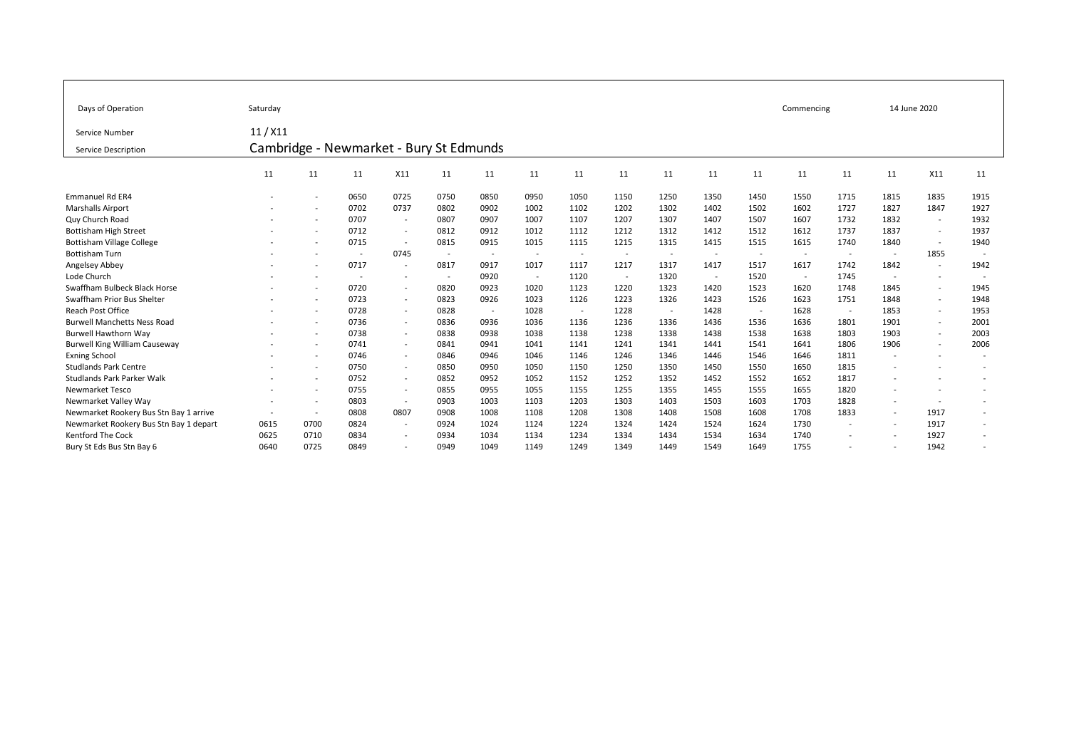| Days of Operation | Saturday | | | | | | | | | | | | Commencing | | 14 June 2020 | | |
|---|---|---|---|---|---|---|---|---|---|---|---|---|---|---|---|---|---|
| Service Number | 11 / X11 | | | | | | | | | | | | | | | | |
| Service Description | Cambridge - Newmarket - Bury St Edmunds | | | | | | | | | | | | | | | | |
| | 11 | 11 | 11 | X11 | 11 | 11 | 11 | 11 | 11 | 11 | 11 | 11 | 11 | 11 | 11 | X11 | 11 |
| Emmanuel Rd ER4 | - | - | 0650 | 0725 | 0750 | 0850 | 0950 | 1050 | 1150 | 1250 | 1350 | 1450 | 1550 | 1715 | 1815 | 1835 | 1915 |
| Marshalls Airport | - | - | 0702 | 0737 | 0802 | 0902 | 1002 | 1102 | 1202 | 1302 | 1402 | 1502 | 1602 | 1727 | 1827 | 1847 | 1927 |
| Quy Church Road | - | - | 0707 | - | 0807 | 0907 | 1007 | 1107 | 1207 | 1307 | 1407 | 1507 | 1607 | 1732 | 1832 | - | 1932 |
| Bottisham High Street | - | - | 0712 | - | 0812 | 0912 | 1012 | 1112 | 1212 | 1312 | 1412 | 1512 | 1612 | 1737 | 1837 | - | 1937 |
| Bottisham Village College | - | - | 0715 | - | 0815 | 0915 | 1015 | 1115 | 1215 | 1315 | 1415 | 1515 | 1615 | 1740 | 1840 | - | 1940 |
| Bottisham Turn | - | - | - | 0745 | - | - | - | - | - | - | - | - | - | - | - | 1855 | - |
| Angelsey Abbey | - | - | 0717 | - | 0817 | 0917 | 1017 | 1117 | 1217 | 1317 | 1417 | 1517 | 1617 | 1742 | 1842 | - | 1942 |
| Lode Church | - | - | - | - | - | 0920 | - | 1120 | - | 1320 | - | 1520 | - | 1745 | - | - | - |
| Swaffham Bulbeck Black Horse | - | - | 0720 | - | 0820 | 0923 | 1020 | 1123 | 1220 | 1323 | 1420 | 1523 | 1620 | 1748 | 1845 | - | 1945 |
| Swaffham Prior Bus Shelter | - | - | 0723 | - | 0823 | 0926 | 1023 | 1126 | 1223 | 1326 | 1423 | 1526 | 1623 | 1751 | 1848 | - | 1948 |
| Reach Post Office | - | - | 0728 | - | 0828 | - | 1028 | - | 1228 | - | 1428 | - | 1628 | - | 1853 | - | 1953 |
| Burwell Manchetts Ness Road | - | - | 0736 | - | 0836 | 0936 | 1036 | 1136 | 1236 | 1336 | 1436 | 1536 | 1636 | 1801 | 1901 | - | 2001 |
| Burwell Hawthorn Way | - | - | 0738 | - | 0838 | 0938 | 1038 | 1138 | 1238 | 1338 | 1438 | 1538 | 1638 | 1803 | 1903 | - | 2003 |
| Burwell King William Causeway | - | - | 0741 | - | 0841 | 0941 | 1041 | 1141 | 1241 | 1341 | 1441 | 1541 | 1641 | 1806 | 1906 | - | 2006 |
| Exning School | - | - | 0746 | - | 0846 | 0946 | 1046 | 1146 | 1246 | 1346 | 1446 | 1546 | 1646 | 1811 | - | - | - |
| Studlands Park Centre | - | - | 0750 | - | 0850 | 0950 | 1050 | 1150 | 1250 | 1350 | 1450 | 1550 | 1650 | 1815 | - | - | - |
| Studlands Park Parker Walk | - | - | 0752 | - | 0852 | 0952 | 1052 | 1152 | 1252 | 1352 | 1452 | 1552 | 1652 | 1817 | - | - | - |
| Newmarket Tesco | - | - | 0755 | - | 0855 | 0955 | 1055 | 1155 | 1255 | 1355 | 1455 | 1555 | 1655 | 1820 | - | - | - |
| Newmarket Valley Way | - | - | 0803 | - | 0903 | 1003 | 1103 | 1203 | 1303 | 1403 | 1503 | 1603 | 1703 | 1828 | - | - | - |
| Newmarket Rookery Bus Stn Bay 1 arrive | - | - | 0808 | 0807 | 0908 | 1008 | 1108 | 1208 | 1308 | 1408 | 1508 | 1608 | 1708 | 1833 | - | 1917 | - |
| Newmarket Rookery Bus Stn Bay 1 depart | 0615 | 0700 | 0824 | - | 0924 | 1024 | 1124 | 1224 | 1324 | 1424 | 1524 | 1624 | 1730 | - | - | 1917 | - |
| Kentford The Cock | 0625 | 0710 | 0834 | - | 0934 | 1034 | 1134 | 1234 | 1334 | 1434 | 1534 | 1634 | 1740 | - | - | 1927 | - |
| Bury St Eds Bus Stn Bay 6 | 0640 | 0725 | 0849 | - | 0949 | 1049 | 1149 | 1249 | 1349 | 1449 | 1549 | 1649 | 1755 | - | - | 1942 | - |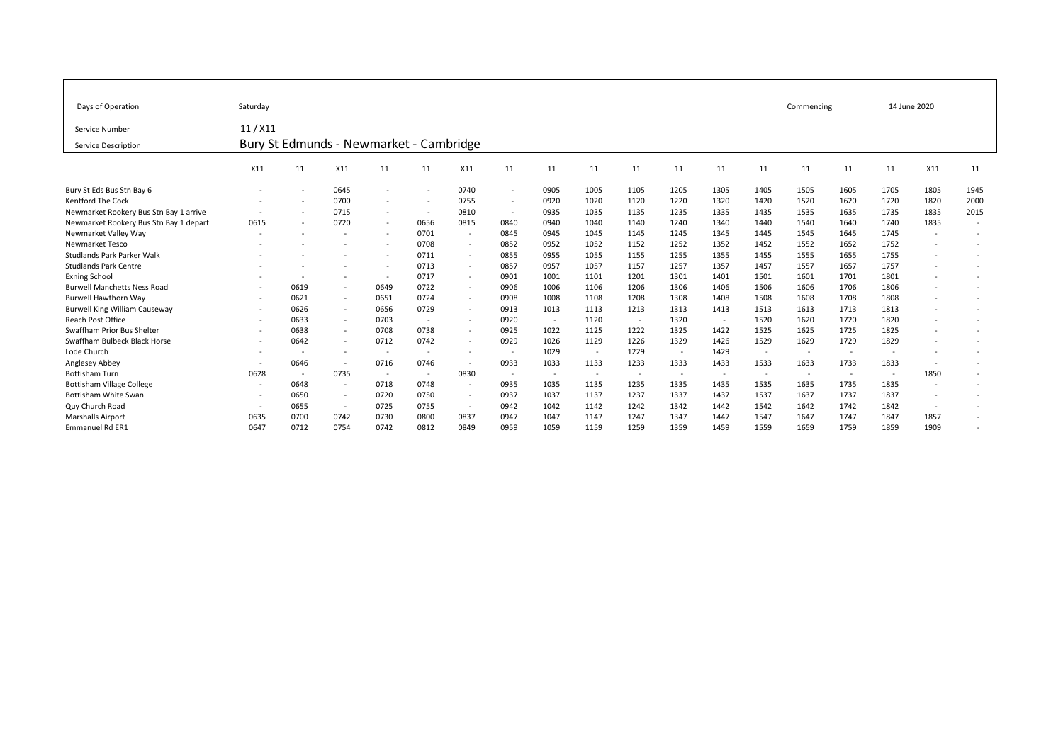| | | | | | | | | | | | | | | | | | | |
|---|---|---|---|---|---|---|---|---|---|---|---|---|---|---|---|---|---|---|
| Days of Operation | Saturday | | | | | | | | | | | | | Commencing | | 14 June 2020 | | |
| Service Number | 11 / X11 | | | | | | | | | | | | | | | | | |
| Service Description | Bury St Edmunds - Newmarket - Cambridge | | | | | | | | | | | | | | | | | |
| | X11 | 11 | X11 | 11 | 11 | X11 | 11 | 11 | 11 | 11 | 11 | 11 | 11 | 11 | 11 | 11 | X11 | 11 |
| Bury St Eds Bus Stn Bay 6 | - | - | 0645 | - | - | 0740 | - | 0905 | 1005 | 1105 | 1205 | 1305 | 1405 | 1505 | 1605 | 1705 | 1805 | 1945 |
| Kentford The Cock | - | - | 0700 | - | - | 0755 | - | 0920 | 1020 | 1120 | 1220 | 1320 | 1420 | 1520 | 1620 | 1720 | 1820 | 2000 |
| Newmarket Rookery Bus Stn Bay 1 arrive | - | - | 0715 | - | - | 0810 | - | 0935 | 1035 | 1135 | 1235 | 1335 | 1435 | 1535 | 1635 | 1735 | 1835 | 2015 |
| Newmarket Rookery Bus Stn Bay 1 depart | 0615 | - | 0720 | - | 0656 | 0815 | 0840 | 0940 | 1040 | 1140 | 1240 | 1340 | 1440 | 1540 | 1640 | 1740 | 1835 | - |
| Newmarket Valley Way | - | - | - | - | 0701 | - | 0845 | 0945 | 1045 | 1145 | 1245 | 1345 | 1445 | 1545 | 1645 | 1745 | - | - |
| Newmarket Tesco | - | - | - | - | 0708 | - | 0852 | 0952 | 1052 | 1152 | 1252 | 1352 | 1452 | 1552 | 1652 | 1752 | - | - |
| Studlands Park Parker Walk | - | - | - | - | 0711 | - | 0855 | 0955 | 1055 | 1155 | 1255 | 1355 | 1455 | 1555 | 1655 | 1755 | - | - |
| Studlands Park Centre | - | - | - | - | 0713 | - | 0857 | 0957 | 1057 | 1157 | 1257 | 1357 | 1457 | 1557 | 1657 | 1757 | - | - |
| Exning School | - | - | - | - | 0717 | - | 0901 | 1001 | 1101 | 1201 | 1301 | 1401 | 1501 | 1601 | 1701 | 1801 | - | - |
| Burwell Manchetts Ness Road | - | 0619 | - | 0649 | 0722 | - | 0906 | 1006 | 1106 | 1206 | 1306 | 1406 | 1506 | 1606 | 1706 | 1806 | - | - |
| Burwell Hawthorn Way | - | 0621 | - | 0651 | 0724 | - | 0908 | 1008 | 1108 | 1208 | 1308 | 1408 | 1508 | 1608 | 1708 | 1808 | - | - |
| Burwell King William Causeway | - | 0626 | - | 0656 | 0729 | - | 0913 | 1013 | 1113 | 1213 | 1313 | 1413 | 1513 | 1613 | 1713 | 1813 | - | - |
| Reach Post Office | - | 0633 | - | 0703 | - | - | 0920 | - | 1120 | - | 1320 | - | 1520 | 1620 | 1720 | 1820 | - | - |
| Swaffham Prior Bus Shelter | - | 0638 | - | 0708 | 0738 | - | 0925 | 1022 | 1125 | 1222 | 1325 | 1422 | 1525 | 1625 | 1725 | 1825 | - | - |
| Swaffham Bulbeck Black Horse | - | 0642 | - | 0712 | 0742 | - | 0929 | 1026 | 1129 | 1226 | 1329 | 1426 | 1529 | 1629 | 1729 | 1829 | - | - |
| Lode Church | - | - | - | - | - | - | - | 1029 | - | 1229 | - | 1429 | - | - | - | - | - | - |
| Anglesey Abbey | - | 0646 | - | 0716 | 0746 | - | 0933 | 1033 | 1133 | 1233 | 1333 | 1433 | 1533 | 1633 | 1733 | 1833 | - | - |
| Bottisham Turn | 0628 | - | 0735 | - | - | 0830 | - | - | - | - | - | - | - | - | - | - | 1850 | - |
| Bottisham Village College | - | 0648 | - | 0718 | 0748 | - | 0935 | 1035 | 1135 | 1235 | 1335 | 1435 | 1535 | 1635 | 1735 | 1835 | - | - |
| Bottisham White Swan | - | 0650 | - | 0720 | 0750 | - | 0937 | 1037 | 1137 | 1237 | 1337 | 1437 | 1537 | 1637 | 1737 | 1837 | - | - |
| Quy Church Road | - | 0655 | - | 0725 | 0755 | - | 0942 | 1042 | 1142 | 1242 | 1342 | 1442 | 1542 | 1642 | 1742 | 1842 | - | - |
| Marshalls Airport | 0635 | 0700 | 0742 | 0730 | 0800 | 0837 | 0947 | 1047 | 1147 | 1247 | 1347 | 1447 | 1547 | 1647 | 1747 | 1847 | 1857 | - |
| Emmanuel Rd ER1 | 0647 | 0712 | 0754 | 0742 | 0812 | 0849 | 0959 | 1059 | 1159 | 1259 | 1359 | 1459 | 1559 | 1659 | 1759 | 1859 | 1909 | - |